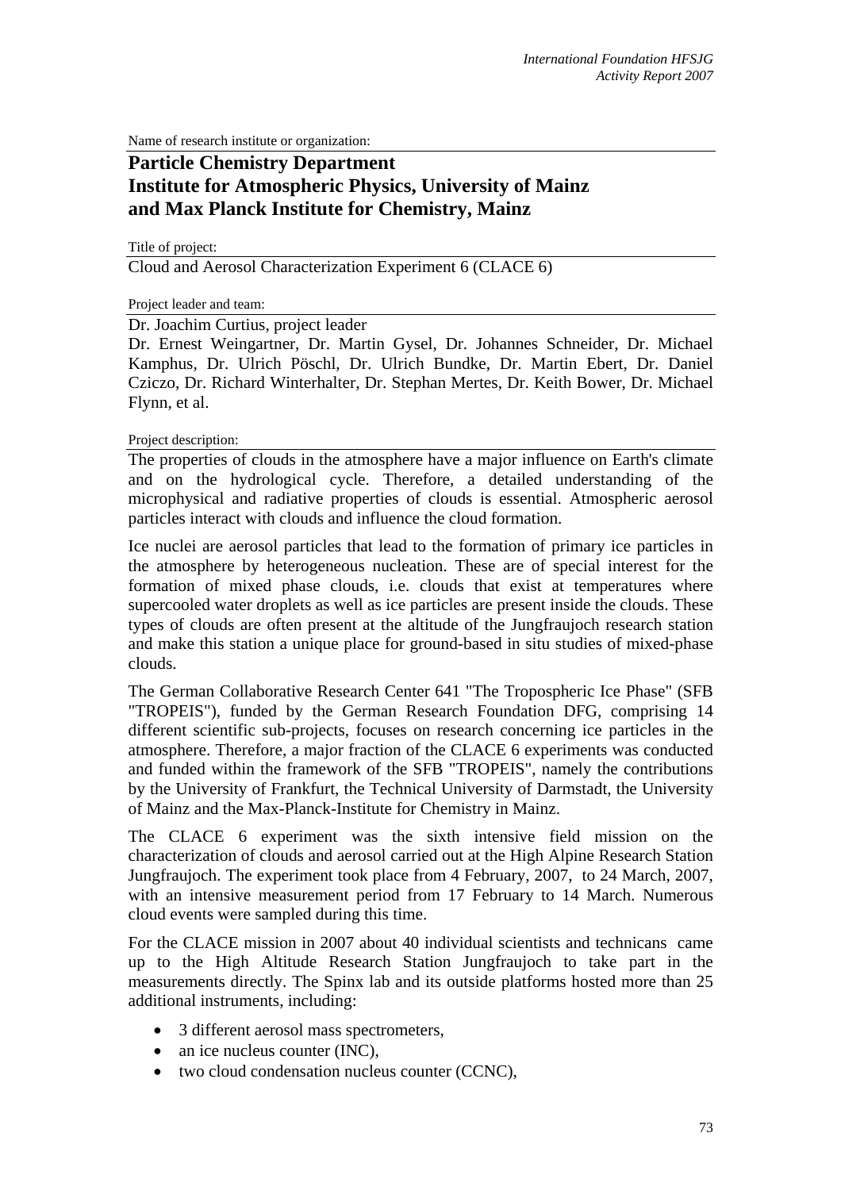Name of research institute or organization:

**Particle Chemistry Department**
**Institute for Atmospheric Physics, University of Mainz**
**and Max Planck Institute for Chemistry, Mainz**

Title of project:

Cloud and Aerosol Characterization Experiment 6 (CLACE 6)

Project leader and team:

Dr. Joachim Curtius, project leader

Dr. Ernest Weingartner, Dr. Martin Gysel, Dr. Johannes Schneider, Dr. Michael Kamphus, Dr. Ulrich Pöschl, Dr. Ulrich Bundke, Dr. Martin Ebert, Dr. Daniel Cziczo, Dr. Richard Winterhalter, Dr. Stephan Mertes, Dr. Keith Bower, Dr. Michael Flynn, et al.

Project description:

The properties of clouds in the atmosphere have a major influence on Earth's climate and on the hydrological cycle. Therefore, a detailed understanding of the microphysical and radiative properties of clouds is essential. Atmospheric aerosol particles interact with clouds and influence the cloud formation.

Ice nuclei are aerosol particles that lead to the formation of primary ice particles in the atmosphere by heterogeneous nucleation. These are of special interest for the formation of mixed phase clouds, i.e. clouds that exist at temperatures where supercooled water droplets as well as ice particles are present inside the clouds. These types of clouds are often present at the altitude of the Jungfraujoch research station and make this station a unique place for ground-based in situ studies of mixed-phase clouds.

The German Collaborative Research Center 641 "The Tropospheric Ice Phase" (SFB "TROPEIS"), funded by the German Research Foundation DFG, comprising 14 different scientific sub-projects, focuses on research concerning ice particles in the atmosphere. Therefore, a major fraction of the CLACE 6 experiments was conducted and funded within the framework of the SFB "TROPEIS", namely the contributions by the University of Frankfurt, the Technical University of Darmstadt, the University of Mainz and the Max-Planck-Institute for Chemistry in Mainz.

The CLACE 6 experiment was the sixth intensive field mission on the characterization of clouds and aerosol carried out at the High Alpine Research Station Jungfraujoch. The experiment took place from 4 February, 2007, to 24 March, 2007, with an intensive measurement period from 17 February to 14 March. Numerous cloud events were sampled during this time.

For the CLACE mission in 2007 about 40 individual scientists and technicans came up to the High Altitude Research Station Jungfraujoch to take part in the measurements directly. The Spinx lab and its outside platforms hosted more than 25 additional instruments, including:

- 3 different aerosol mass spectrometers,
- an ice nucleus counter (INC),
- two cloud condensation nucleus counter (CCNC),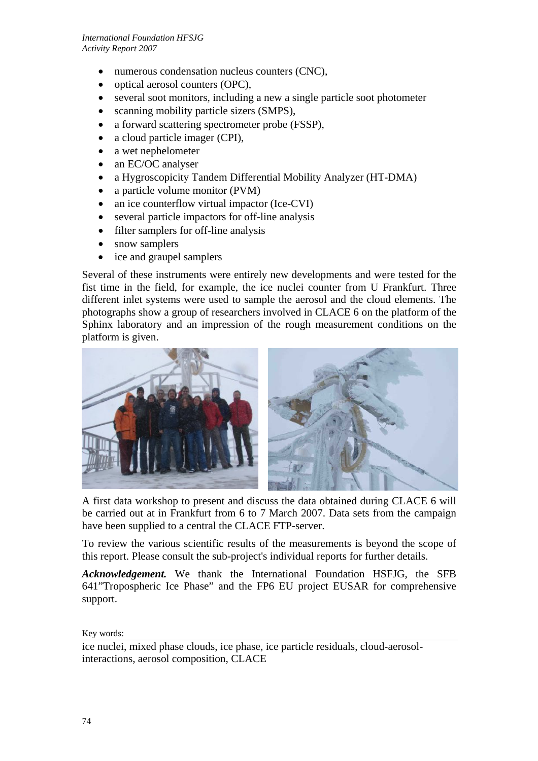- numerous condensation nucleus counters (CNC),
- optical aerosol counters (OPC),
- several soot monitors, including a new a single particle soot photometer
- scanning mobility particle sizers (SMPS),
- a forward scattering spectrometer probe (FSSP),
- a cloud particle imager (CPI),
- a wet nephelometer
- an EC/OC analyser
- a Hygroscopicity Tandem Differential Mobility Analyzer (HT-DMA)
- a particle volume monitor (PVM)
- an ice counterflow virtual impactor (Ice-CVI)
- several particle impactors for off-line analysis
- filter samplers for off-line analysis
- snow samplers
- ice and graupel samplers

Several of these instruments were entirely new developments and were tested for the fist time in the field, for example, the ice nuclei counter from U Frankfurt. Three different inlet systems were used to sample the aerosol and the cloud elements. The photographs show a group of researchers involved in CLACE 6 on the platform of the Sphinx laboratory and an impression of the rough measurement conditions on the platform is given.

A first data workshop to present and discuss the data obtained during CLACE 6 will be carried out at in Frankfurt from 6 to 7 March 2007. Data sets from the campaign have been supplied to a central the CLACE FTP-server.

To review the various scientific results of the measurements is beyond the scope of this report. Please consult the sub-project's individual reports for further details.

***Acknowledgement.*** We thank the International Foundation HSFJG, the SFB 641"Tropospheric Ice Phase" and the FP6 EU project EUSAR for comprehensive support.

Key words:

ice nuclei, mixed phase clouds, ice phase, ice particle residuals, cloud-aerosol-interactions, aerosol composition, CLACE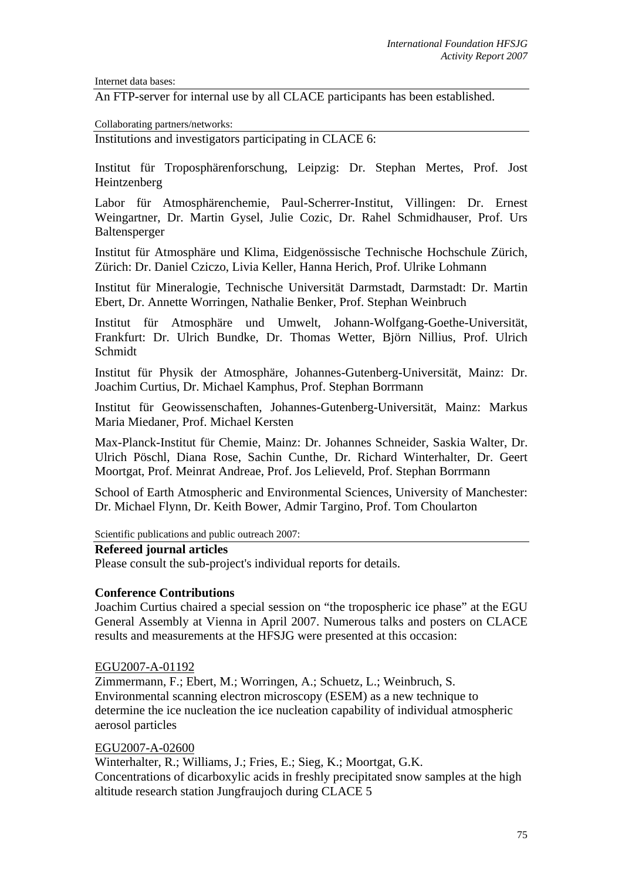Internet data bases:

An FTP-server for internal use by all CLACE participants has been established.

Collaborating partners/networks:

Institutions and investigators participating in CLACE 6:

Institut für Troposphärenforschung, Leipzig: Dr. Stephan Mertes, Prof. Jost Heintzenberg

Labor für Atmosphärenchemie, Paul-Scherrer-Institut, Villingen: Dr. Ernest Weingartner, Dr. Martin Gysel, Julie Cozic, Dr. Rahel Schmidhauser, Prof. Urs Baltensperger

Institut für Atmosphäre und Klima, Eidgenössische Technische Hochschule Zürich, Zürich: Dr. Daniel Cziczo, Livia Keller, Hanna Herich, Prof. Ulrike Lohmann

Institut für Mineralogie, Technische Universität Darmstadt, Darmstadt: Dr. Martin Ebert, Dr. Annette Worringen, Nathalie Benker, Prof. Stephan Weinbruch

Institut für Atmosphäre und Umwelt, Johann-Wolfgang-Goethe-Universität, Frankfurt: Dr. Ulrich Bundke, Dr. Thomas Wetter, Björn Nillius, Prof. Ulrich Schmidt

Institut für Physik der Atmosphäre, Johannes-Gutenberg-Universität, Mainz: Dr. Joachim Curtius, Dr. Michael Kamphus, Prof. Stephan Borrmann

Institut für Geowissenschaften, Johannes-Gutenberg-Universität, Mainz: Markus Maria Miedaner, Prof. Michael Kersten

Max-Planck-Institut für Chemie, Mainz: Dr. Johannes Schneider, Saskia Walter, Dr. Ulrich Pöschl, Diana Rose, Sachin Cunthe, Dr. Richard Winterhalter, Dr. Geert Moortgat, Prof. Meinrat Andreae, Prof. Jos Lelieveld, Prof. Stephan Borrmann

School of Earth Atmospheric and Environmental Sciences, University of Manchester: Dr. Michael Flynn, Dr. Keith Bower, Admir Targino, Prof. Tom Choularton

Scientific publications and public outreach 2007:

**Refereed journal articles**

Please consult the sub-project's individual reports for details.

**Conference Contributions**

Joachim Curtius chaired a special session on "the tropospheric ice phase" at the EGU General Assembly at Vienna in April 2007. Numerous talks and posters on CLACE results and measurements at the HFSJG were presented at this occasion:

EGU2007-A-01192

Zimmermann, F.; Ebert, M.; Worringen, A.; Schuetz, L.; Weinbruch, S.

Environmental scanning electron microscopy (ESEM) as a new technique to determine the ice nucleation the ice nucleation capability of individual atmospheric aerosol particles

EGU2007-A-02600

Winterhalter, R.; Williams, J.; Fries, E.; Sieg, K.; Moortgat, G.K.

Concentrations of dicarboxylic acids in freshly precipitated snow samples at the high altitude research station Jungfraujoch during CLACE 5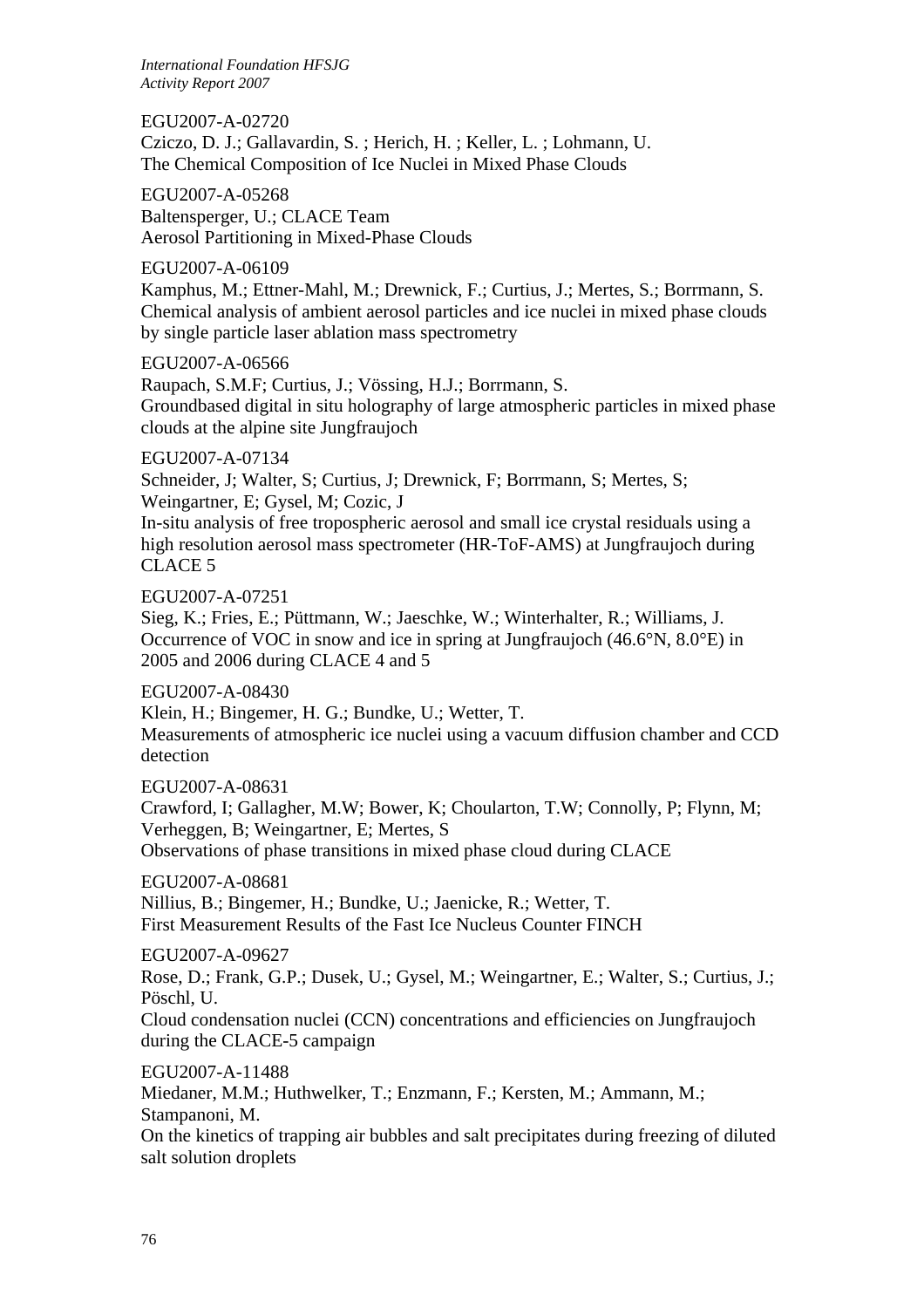EGU2007-A-02720
Cziczo, D. J.; Gallavardin, S. ; Herich, H. ; Keller, L. ; Lohmann, U.
The Chemical Composition of Ice Nuclei in Mixed Phase Clouds

EGU2007-A-05268
Baltensperger, U.; CLACE Team
Aerosol Partitioning in Mixed-Phase Clouds

EGU2007-A-06109
Kamphus, M.; Ettner-Mahl, M.; Drewnick, F.; Curtius, J.; Mertes, S.; Borrmann, S.
Chemical analysis of ambient aerosol particles and ice nuclei in mixed phase clouds by single particle laser ablation mass spectrometry

EGU2007-A-06566
Raupach, S.M.F; Curtius, J.; Vössing, H.J.; Borrmann, S.
Groundbased digital in situ holography of large atmospheric particles in mixed phase clouds at the alpine site Jungfraujoch

EGU2007-A-07134
Schneider, J; Walter, S; Curtius, J; Drewnick, F; Borrmann, S; Mertes, S; Weingartner, E; Gysel, M; Cozic, J
In-situ analysis of free tropospheric aerosol and small ice crystal residuals using a high resolution aerosol mass spectrometer (HR-ToF-AMS) at Jungfraujoch during CLACE 5

EGU2007-A-07251
Sieg, K.; Fries, E.; Püttmann, W.; Jaeschke, W.; Winterhalter, R.; Williams, J.
Occurrence of VOC in snow and ice in spring at Jungfraujoch (46.6°N, 8.0°E) in 2005 and 2006 during CLACE 4 and 5

EGU2007-A-08430
Klein, H.; Bingemer, H. G.; Bundke, U.; Wetter, T.
Measurements of atmospheric ice nuclei using a vacuum diffusion chamber and CCD detection

EGU2007-A-08631
Crawford, I; Gallagher, M.W; Bower, K; Choularton, T.W; Connolly, P; Flynn, M; Verheggen, B; Weingartner, E; Mertes, S
Observations of phase transitions in mixed phase cloud during CLACE

EGU2007-A-08681
Nillius, B.; Bingemer, H.; Bundke, U.; Jaenicke, R.; Wetter, T.
First Measurement Results of the Fast Ice Nucleus Counter FINCH

EGU2007-A-09627
Rose, D.; Frank, G.P.; Dusek, U.; Gysel, M.; Weingartner, E.; Walter, S.; Curtius, J.; Pöschl, U.
Cloud condensation nuclei (CCN) concentrations and efficiencies on Jungfraujoch during the CLACE-5 campaign

EGU2007-A-11488
Miedaner, M.M.; Huthwelker, T.; Enzmann, F.; Kersten, M.; Ammann, M.; Stampanoni, M.
On the kinetics of trapping air bubbles and salt precipitates during freezing of diluted salt solution droplets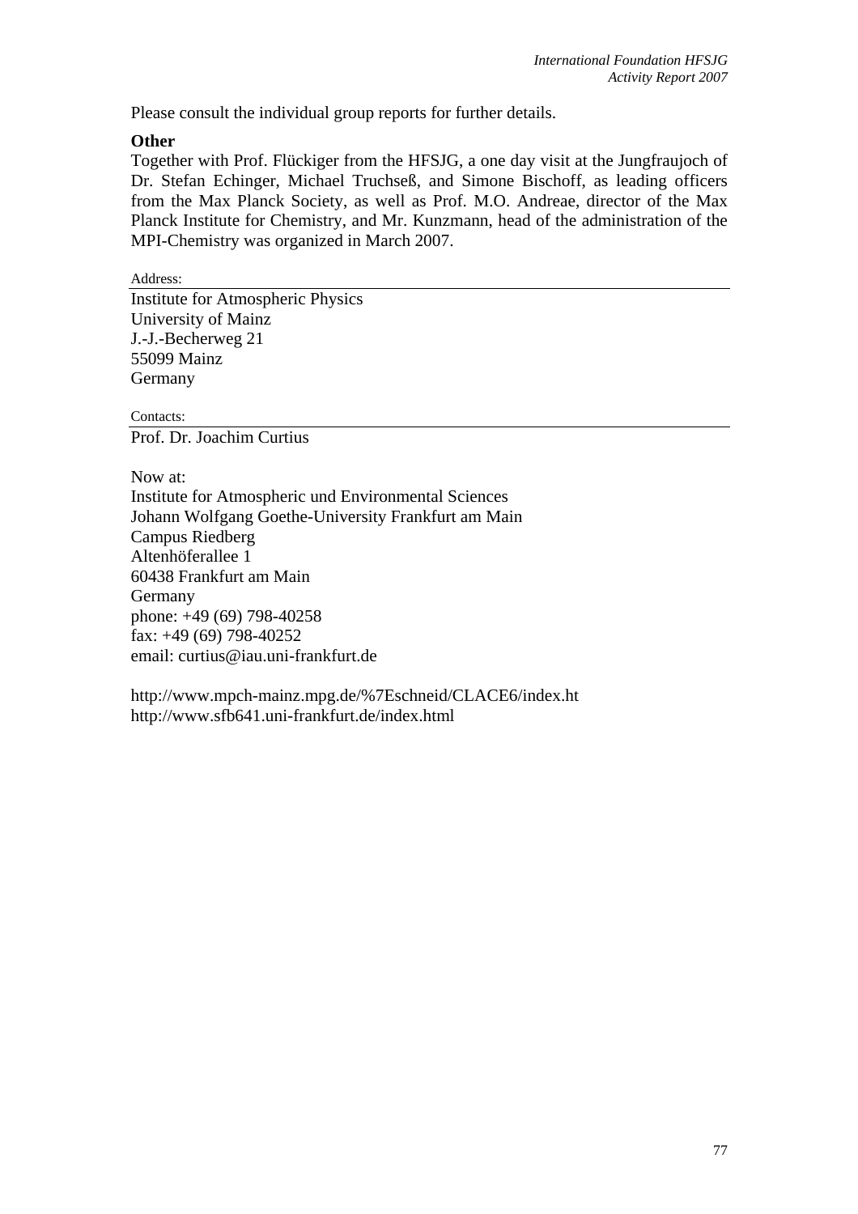Please consult the individual group reports for further details.

**Other**

Together with Prof. Flückiger from the HFSJG, a one day visit at the Jungfraujoch of Dr. Stefan Echinger, Michael Truchseß, and Simone Bischoff, as leading officers from the Max Planck Society, as well as Prof. M.O. Andreae, director of the Max Planck Institute for Chemistry, and Mr. Kunzmann, head of the administration of the MPI-Chemistry was organized in March 2007.

Address:

Institute for Atmospheric Physics
University of Mainz
J.-J.-Becherweg 21
55099 Mainz
Germany

Contacts:

Prof. Dr. Joachim Curtius

Now at:
Institute for Atmospheric und Environmental Sciences
Johann Wolfgang Goethe-University Frankfurt am Main
Campus Riedberg
Altenhöferallee 1
60438 Frankfurt am Main
Germany
phone: +49 (69) 798-40258
fax: +49 (69) 798-40252
email: curtius@iau.uni-frankfurt.de

http://www.mpch-mainz.mpg.de/%7Eschneid/CLACE6/index.ht
http://www.sfb641.uni-frankfurt.de/index.html